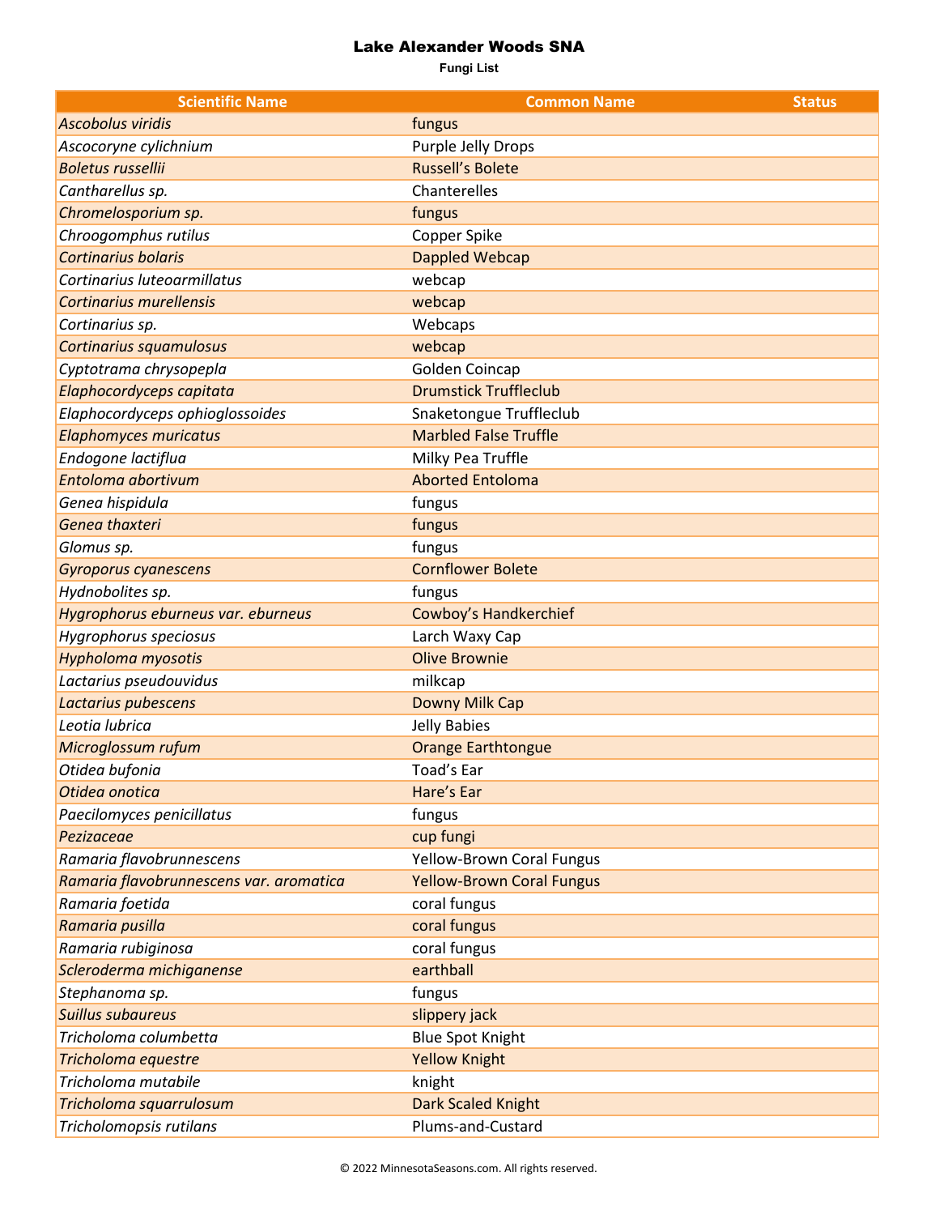# Lake Alexander Woods SNA

**Fungi List**

| Scientific Name | Common Name | Status |
|---|---|---|
| *Ascobolus viridis* | fungus | |
| *Ascocoryne cylichnium* | Purple Jelly Drops | |
| *Boletus russellii* | Russell's Bolete | |
| *Cantharellus sp.* | Chanterelles | |
| *Chromelosporium sp.* | fungus | |
| *Chroogomphus rutilus* | Copper Spike | |
| *Cortinarius bolaris* | Dappled Webcap | |
| *Cortinarius luteoarmillatus* | webcap | |
| *Cortinarius murellensis* | webcap | |
| *Cortinarius sp.* | Webcaps | |
| *Cortinarius squamulosus* | webcap | |
| *Cyptotrama chrysopepla* | Golden Coincap | |
| *Elaphocordyceps capitata* | Drumstick Truffleclub | |
| *Elaphocordyceps ophioglossoides* | Snaketongue Truffleclub | |
| *Elaphomyces muricatus* | Marbled False Truffle | |
| *Endogone lactiflua* | Milky Pea Truffle | |
| *Entoloma abortivum* | Aborted Entoloma | |
| *Genea hispidula* | fungus | |
| *Genea thaxteri* | fungus | |
| *Glomus sp.* | fungus | |
| *Gyroporus cyanescens* | Cornflower Bolete | |
| *Hydnobolites sp.* | fungus | |
| *Hygrophorus eburneus var. eburneus* | Cowboy's Handkerchief | |
| *Hygrophorus speciosus* | Larch Waxy Cap | |
| *Hypholoma myosotis* | Olive Brownie | |
| *Lactarius pseudouvidus* | milkcap | |
| *Lactarius pubescens* | Downy Milk Cap | |
| *Leotia lubrica* | Jelly Babies | |
| *Microglossum rufum* | Orange Earthtongue | |
| *Otidea bufonia* | Toad's Ear | |
| *Otidea onotica* | Hare's Ear | |
| *Paecilomyces penicillatus* | fungus | |
| *Pezizaceae* | cup fungi | |
| *Ramaria flavobrunnescens* | Yellow-Brown Coral Fungus | |
| *Ramaria flavobrunnescens var. aromatica* | Yellow-Brown Coral Fungus | |
| *Ramaria foetida* | coral fungus | |
| *Ramaria pusilla* | coral fungus | |
| *Ramaria rubiginosa* | coral fungus | |
| *Scleroderma michiganense* | earthball | |
| *Stephanoma sp.* | fungus | |
| *Suillus subaureus* | slippery jack | |
| *Tricholoma columbetta* | Blue Spot Knight | |
| *Tricholoma equestre* | Yellow Knight | |
| *Tricholoma mutabile* | knight | |
| *Tricholoma squarrulosum* | Dark Scaled Knight | |
| *Tricholomopsis rutilans* | Plums-and-Custard | |

© 2022 MinnesotaSeasons.com. All rights reserved.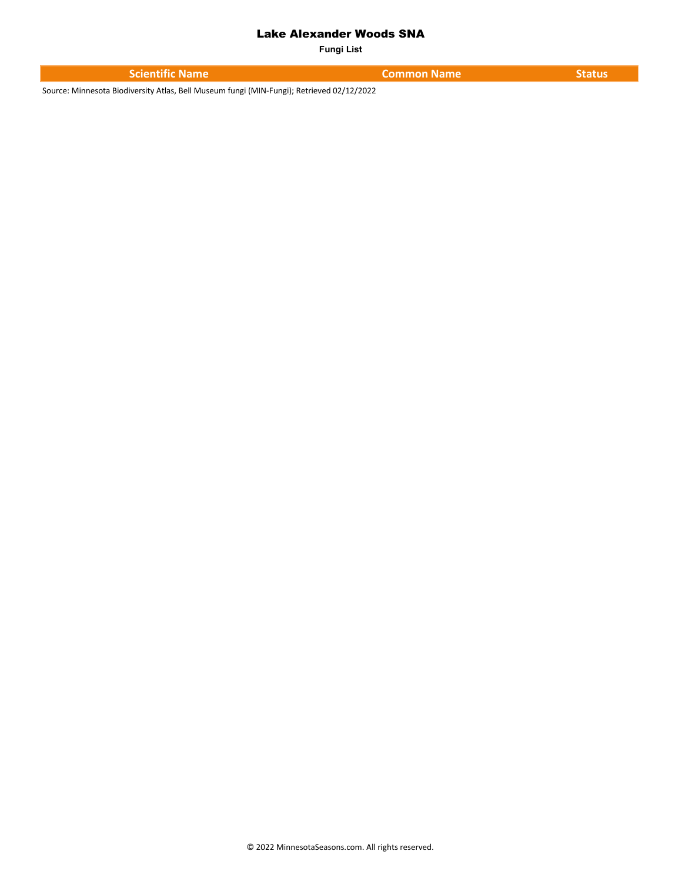# Lake Alexander Woods SNA

**Fungi List**

| Scientific Name | Common Name | Status |
| --- | --- | --- |

Source: Minnesota Biodiversity Atlas, Bell Museum fungi (MIN-Fungi); Retrieved 02/12/2022

© 2022 MinnesotaSeasons.com. All rights reserved.